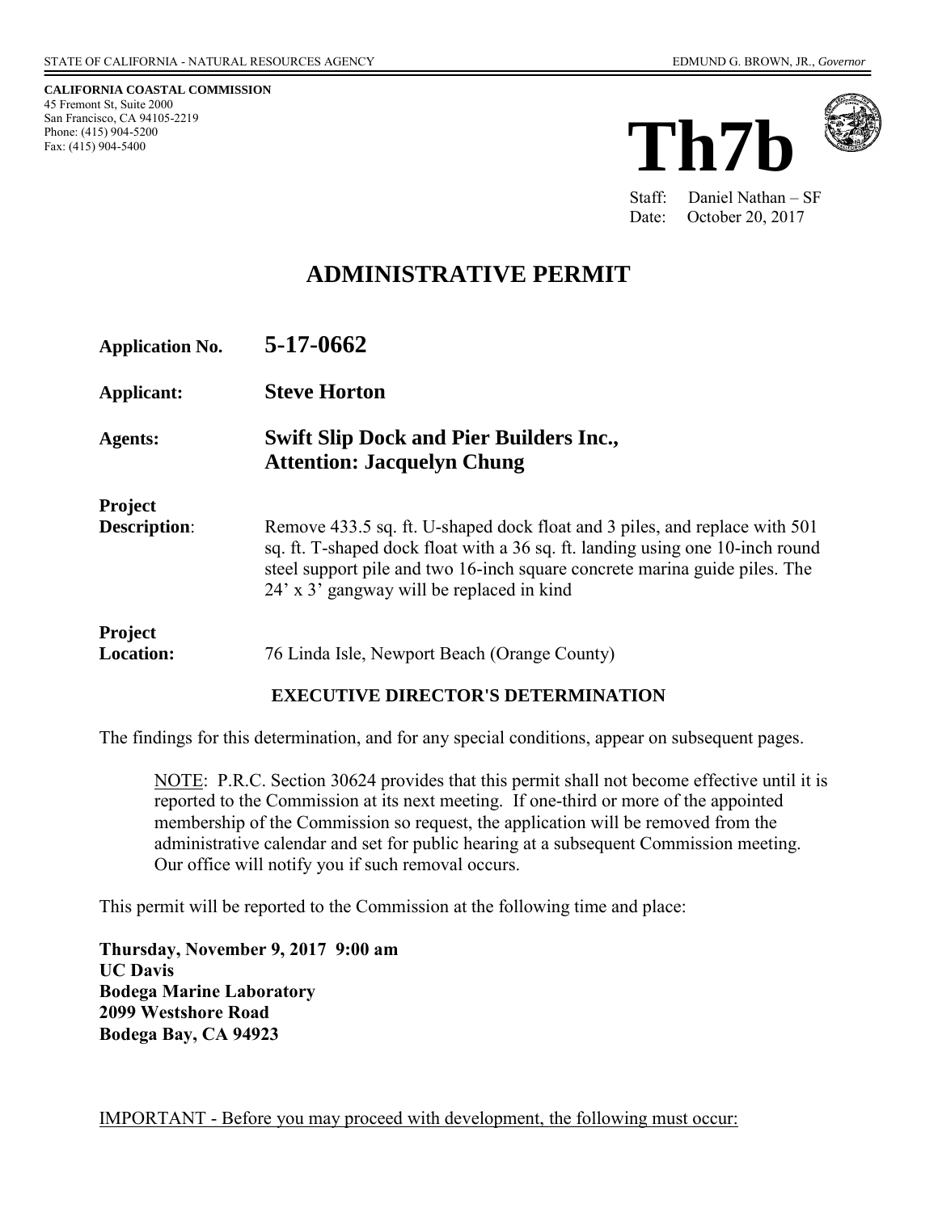STATE OF CALIFORNIA - NATURAL RESOURCES AGENCY EDMUND G. BROWN, JR., *Governor*

**CALIFORNIA COASTAL COMMISSION**
45 Fremont St, Suite 2000
San Francisco, CA 94105-2219
Phone: (415) 904-5200
Fax: (415) 904-5400

# Th7b

Staff: Daniel Nathan – SF
Date: October 20, 2017

## ADMINISTRATIVE PERMIT

**Application No.** **5-17-0662**

**Applicant:** **Steve Horton**

**Agents:** **Swift Slip Dock and Pier Builders Inc., Attention: Jacquelyn Chung**

**Project Description**: Remove 433.5 sq. ft. U-shaped dock float and 3 piles, and replace with 501 sq. ft. T-shaped dock float with a 36 sq. ft. landing using one 10-inch round steel support pile and two 16-inch square concrete marina guide piles. The 24' x 3' gangway will be replaced in kind

**Project Location:** 76 Linda Isle, Newport Beach (Orange County)

**EXECUTIVE DIRECTOR'S DETERMINATION**

The findings for this determination, and for any special conditions, appear on subsequent pages.

> NOTE: P.R.C. Section 30624 provides that this permit shall not become effective until it is reported to the Commission at its next meeting. If one-third or more of the appointed membership of the Commission so request, the application will be removed from the administrative calendar and set for public hearing at a subsequent Commission meeting. Our office will notify you if such removal occurs.

This permit will be reported to the Commission at the following time and place:

**Thursday, November 9, 2017 9:00 am**
**UC Davis**
**Bodega Marine Laboratory**
**2099 Westshore Road**
**Bodega Bay, CA 94923**

IMPORTANT - Before you may proceed with development, the following must occur: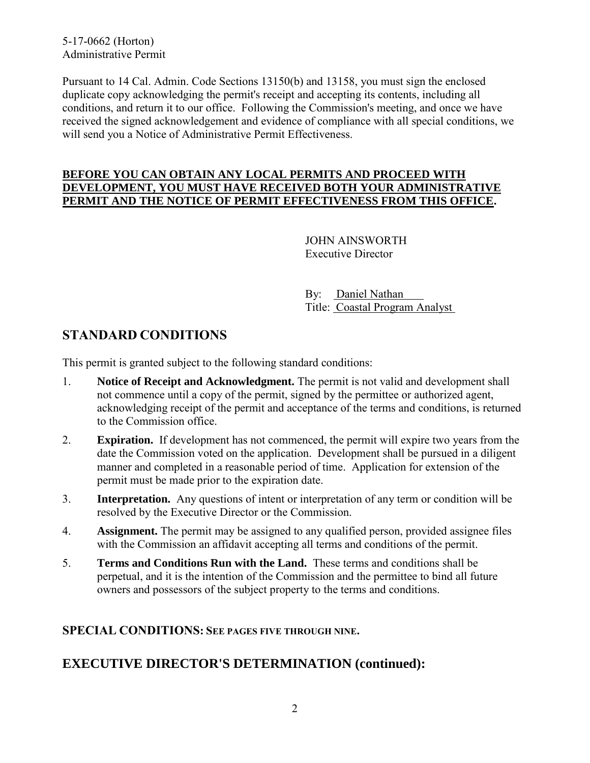Pursuant to 14 Cal. Admin. Code Sections 13150(b) and 13158, you must sign the enclosed duplicate copy acknowledging the permit's receipt and accepting its contents, including all conditions, and return it to our office. Following the Commission's meeting, and once we have received the signed acknowledgement and evidence of compliance with all special conditions, we will send you a Notice of Administrative Permit Effectiveness.

**BEFORE YOU CAN OBTAIN ANY LOCAL PERMITS AND PROCEED WITH DEVELOPMENT, YOU MUST HAVE RECEIVED BOTH YOUR ADMINISTRATIVE PERMIT AND THE NOTICE OF PERMIT EFFECTIVENESS FROM THIS OFFICE.**

JOHN AINSWORTH
Executive Director

By: Daniel Nathan
Title: Coastal Program Analyst

## STANDARD CONDITIONS

This permit is granted subject to the following standard conditions:

1. **Notice of Receipt and Acknowledgment.** The permit is not valid and development shall not commence until a copy of the permit, signed by the permittee or authorized agent, acknowledging receipt of the permit and acceptance of the terms and conditions, is returned to the Commission office.
2. **Expiration.** If development has not commenced, the permit will expire two years from the date the Commission voted on the application. Development shall be pursued in a diligent manner and completed in a reasonable period of time. Application for extension of the permit must be made prior to the expiration date.
3. **Interpretation.** Any questions of intent or interpretation of any term or condition will be resolved by the Executive Director or the Commission.
4. **Assignment.** The permit may be assigned to any qualified person, provided assignee files with the Commission an affidavit accepting all terms and conditions of the permit.
5. **Terms and Conditions Run with the Land.** These terms and conditions shall be perpetual, and it is the intention of the Commission and the permittee to bind all future owners and possessors of the subject property to the terms and conditions.

### SPECIAL CONDITIONS: SEE PAGES FIVE THROUGH NINE.

## EXECUTIVE DIRECTOR'S DETERMINATION (continued):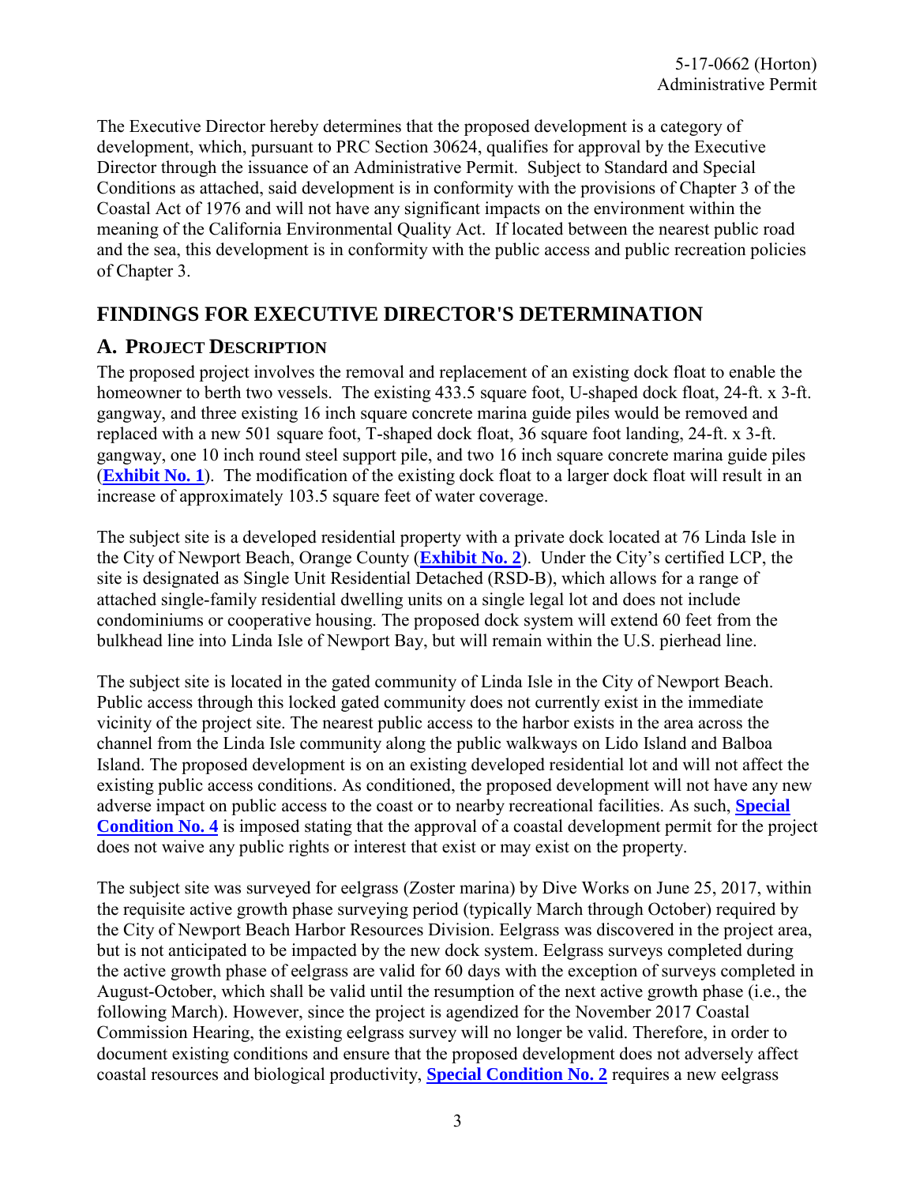The Executive Director hereby determines that the proposed development is a category of development, which, pursuant to PRC Section 30624, qualifies for approval by the Executive Director through the issuance of an Administrative Permit. Subject to Standard and Special Conditions as attached, said development is in conformity with the provisions of Chapter 3 of the Coastal Act of 1976 and will not have any significant impacts on the environment within the meaning of the California Environmental Quality Act. If located between the nearest public road and the sea, this development is in conformity with the public access and public recreation policies of Chapter 3.

## FINDINGS FOR EXECUTIVE DIRECTOR'S DETERMINATION

### A. PROJECT DESCRIPTION

The proposed project involves the removal and replacement of an existing dock float to enable the homeowner to berth two vessels. The existing 433.5 square foot, U-shaped dock float, 24-ft. x 3-ft. gangway, and three existing 16 inch square concrete marina guide piles would be removed and replaced with a new 501 square foot, T-shaped dock float, 36 square foot landing, 24-ft. x 3-ft. gangway, one 10 inch round steel support pile, and two 16 inch square concrete marina guide piles (**Exhibit No. 1**). The modification of the existing dock float to a larger dock float will result in an increase of approximately 103.5 square feet of water coverage.

The subject site is a developed residential property with a private dock located at 76 Linda Isle in the City of Newport Beach, Orange County (**Exhibit No. 2**). Under the City's certified LCP, the site is designated as Single Unit Residential Detached (RSD-B), which allows for a range of attached single-family residential dwelling units on a single legal lot and does not include condominiums or cooperative housing. The proposed dock system will extend 60 feet from the bulkhead line into Linda Isle of Newport Bay, but will remain within the U.S. pierhead line.

The subject site is located in the gated community of Linda Isle in the City of Newport Beach. Public access through this locked gated community does not currently exist in the immediate vicinity of the project site. The nearest public access to the harbor exists in the area across the channel from the Linda Isle community along the public walkways on Lido Island and Balboa Island. The proposed development is on an existing developed residential lot and will not affect the existing public access conditions. As conditioned, the proposed development will not have any new adverse impact on public access to the coast or to nearby recreational facilities. As such, **Special Condition No. 4** is imposed stating that the approval of a coastal development permit for the project does not waive any public rights or interest that exist or may exist on the property.

The subject site was surveyed for eelgrass (Zoster marina) by Dive Works on June 25, 2017, within the requisite active growth phase surveying period (typically March through October) required by the City of Newport Beach Harbor Resources Division. Eelgrass was discovered in the project area, but is not anticipated to be impacted by the new dock system. Eelgrass surveys completed during the active growth phase of eelgrass are valid for 60 days with the exception of surveys completed in August-October, which shall be valid until the resumption of the next active growth phase (i.e., the following March). However, since the project is agendized for the November 2017 Coastal Commission Hearing, the existing eelgrass survey will no longer be valid. Therefore, in order to document existing conditions and ensure that the proposed development does not adversely affect coastal resources and biological productivity, **Special Condition No. 2** requires a new eelgrass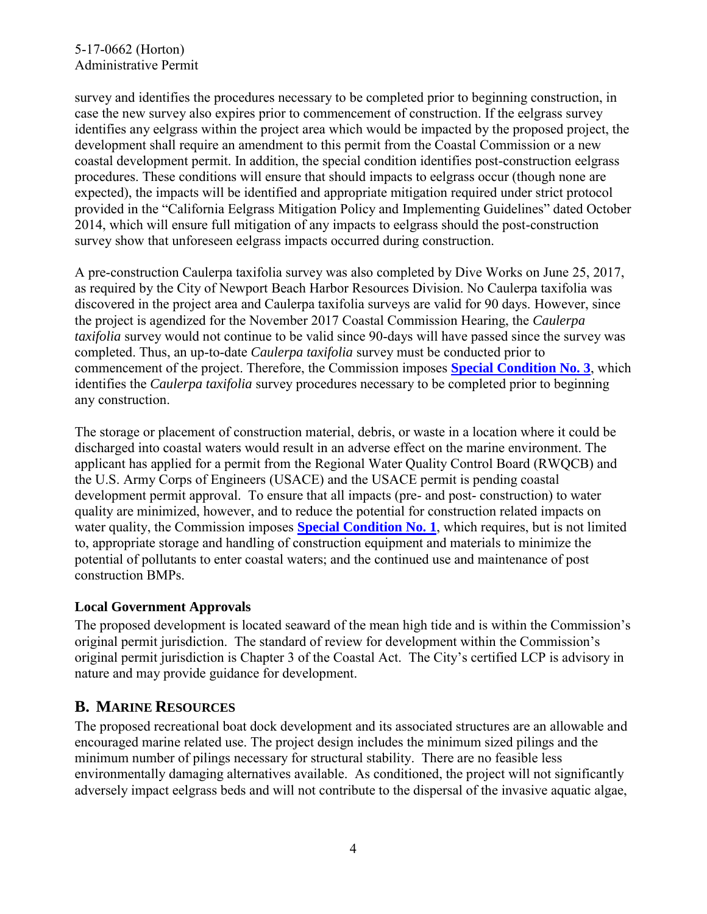survey and identifies the procedures necessary to be completed prior to beginning construction, in case the new survey also expires prior to commencement of construction. If the eelgrass survey identifies any eelgrass within the project area which would be impacted by the proposed project, the development shall require an amendment to this permit from the Coastal Commission or a new coastal development permit. In addition, the special condition identifies post-construction eelgrass procedures. These conditions will ensure that should impacts to eelgrass occur (though none are expected), the impacts will be identified and appropriate mitigation required under strict protocol provided in the "California Eelgrass Mitigation Policy and Implementing Guidelines" dated October 2014, which will ensure full mitigation of any impacts to eelgrass should the post-construction survey show that unforeseen eelgrass impacts occurred during construction.

A pre-construction Caulerpa taxifolia survey was also completed by Dive Works on June 25, 2017, as required by the City of Newport Beach Harbor Resources Division. No Caulerpa taxifolia was discovered in the project area and Caulerpa taxifolia surveys are valid for 90 days. However, since the project is agendized for the November 2017 Coastal Commission Hearing, the *Caulerpa taxifolia* survey would not continue to be valid since 90-days will have passed since the survey was completed. Thus, an up-to-date *Caulerpa taxifolia* survey must be conducted prior to commencement of the project. Therefore, the Commission imposes **Special Condition No. 3**, which identifies the *Caulerpa taxifolia* survey procedures necessary to be completed prior to beginning any construction.

The storage or placement of construction material, debris, or waste in a location where it could be discharged into coastal waters would result in an adverse effect on the marine environment. The applicant has applied for a permit from the Regional Water Quality Control Board (RWQCB) and the U.S. Army Corps of Engineers (USACE) and the USACE permit is pending coastal development permit approval. To ensure that all impacts (pre- and post- construction) to water quality are minimized, however, and to reduce the potential for construction related impacts on water quality, the Commission imposes **Special Condition No. 1**, which requires, but is not limited to, appropriate storage and handling of construction equipment and materials to minimize the potential of pollutants to enter coastal waters; and the continued use and maintenance of post construction BMPs.

**Local Government Approvals**

The proposed development is located seaward of the mean high tide and is within the Commission's original permit jurisdiction. The standard of review for development within the Commission's original permit jurisdiction is Chapter 3 of the Coastal Act. The City's certified LCP is advisory in nature and may provide guidance for development.

## B. MARINE RESOURCES

The proposed recreational boat dock development and its associated structures are an allowable and encouraged marine related use. The project design includes the minimum sized pilings and the minimum number of pilings necessary for structural stability. There are no feasible less environmentally damaging alternatives available. As conditioned, the project will not significantly adversely impact eelgrass beds and will not contribute to the dispersal of the invasive aquatic algae,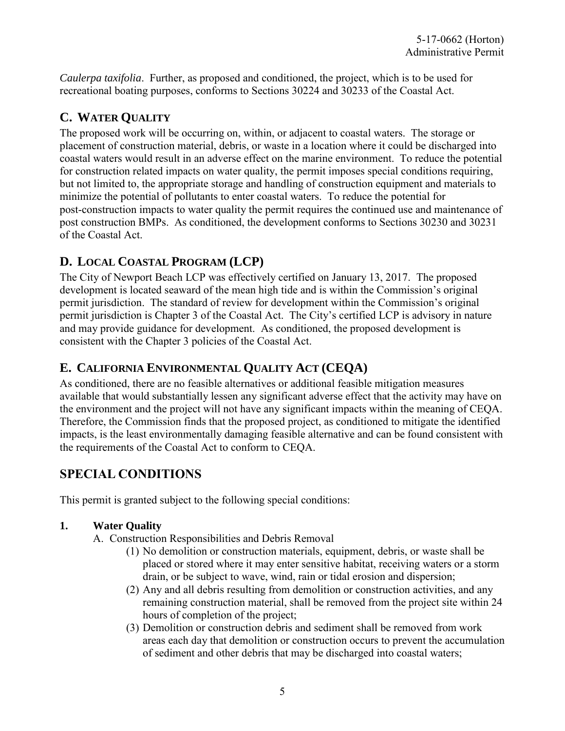*Caulerpa taxifolia*. Further, as proposed and conditioned, the project, which is to be used for recreational boating purposes, conforms to Sections 30224 and 30233 of the Coastal Act.

## C. WATER QUALITY

The proposed work will be occurring on, within, or adjacent to coastal waters. The storage or placement of construction material, debris, or waste in a location where it could be discharged into coastal waters would result in an adverse effect on the marine environment. To reduce the potential for construction related impacts on water quality, the permit imposes special conditions requiring, but not limited to, the appropriate storage and handling of construction equipment and materials to minimize the potential of pollutants to enter coastal waters. To reduce the potential for post-construction impacts to water quality the permit requires the continued use and maintenance of post construction BMPs. As conditioned, the development conforms to Sections 30230 and 30231 of the Coastal Act.

## D. LOCAL COASTAL PROGRAM (LCP)

The City of Newport Beach LCP was effectively certified on January 13, 2017. The proposed development is located seaward of the mean high tide and is within the Commission's original permit jurisdiction. The standard of review for development within the Commission's original permit jurisdiction is Chapter 3 of the Coastal Act. The City's certified LCP is advisory in nature and may provide guidance for development. As conditioned, the proposed development is consistent with the Chapter 3 policies of the Coastal Act.

## E. CALIFORNIA ENVIRONMENTAL QUALITY ACT (CEQA)

As conditioned, there are no feasible alternatives or additional feasible mitigation measures available that would substantially lessen any significant adverse effect that the activity may have on the environment and the project will not have any significant impacts within the meaning of CEQA. Therefore, the Commission finds that the proposed project, as conditioned to mitigate the identified impacts, is the least environmentally damaging feasible alternative and can be found consistent with the requirements of the Coastal Act to conform to CEQA.

# SPECIAL CONDITIONS

This permit is granted subject to the following special conditions:

**1. Water Quality**

A. Construction Responsibilities and Debris Removal

(1) No demolition or construction materials, equipment, debris, or waste shall be placed or stored where it may enter sensitive habitat, receiving waters or a storm drain, or be subject to wave, wind, rain or tidal erosion and dispersion;

(2) Any and all debris resulting from demolition or construction activities, and any remaining construction material, shall be removed from the project site within 24 hours of completion of the project;

(3) Demolition or construction debris and sediment shall be removed from work areas each day that demolition or construction occurs to prevent the accumulation of sediment and other debris that may be discharged into coastal waters;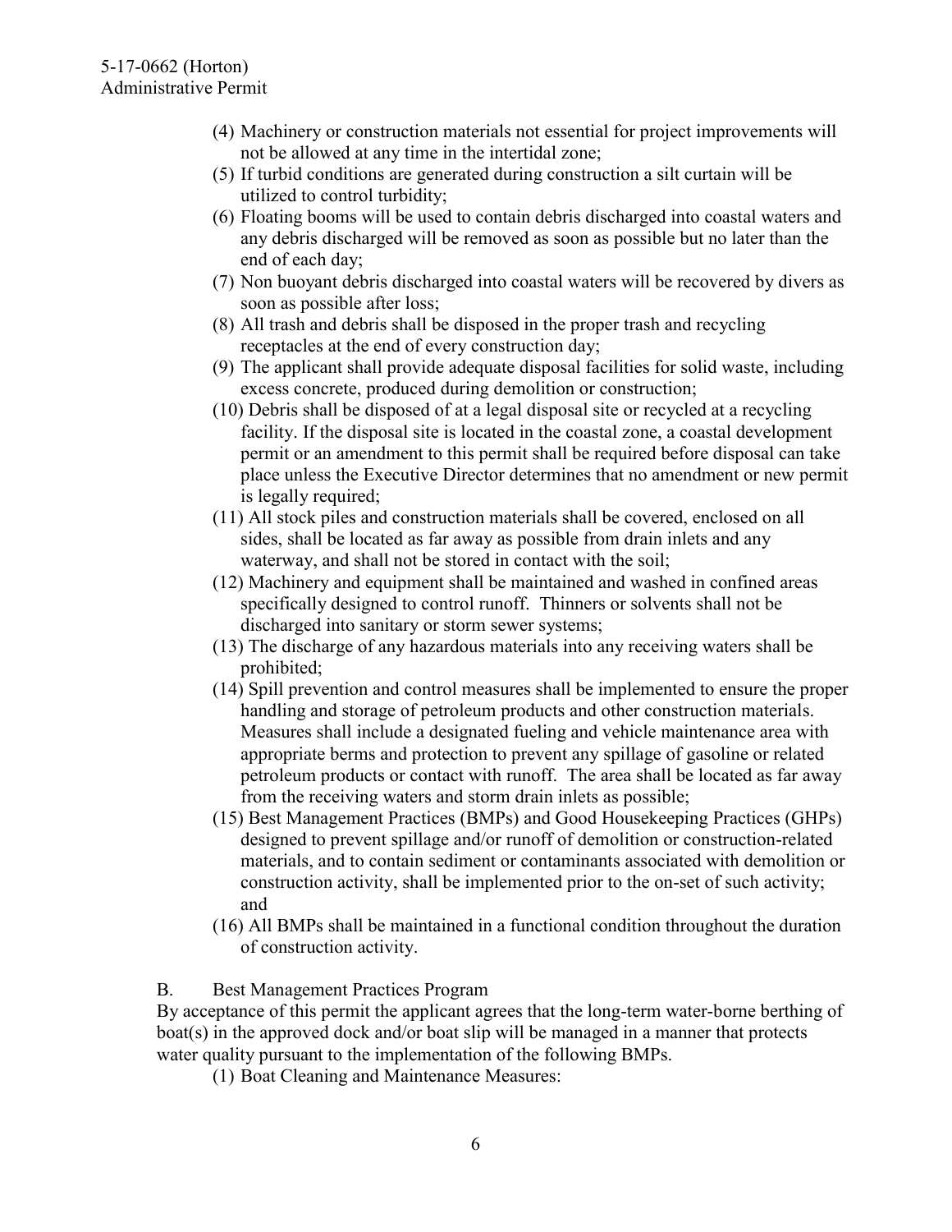(4) Machinery or construction materials not essential for project improvements will not be allowed at any time in the intertidal zone;

(5) If turbid conditions are generated during construction a silt curtain will be utilized to control turbidity;

(6) Floating booms will be used to contain debris discharged into coastal waters and any debris discharged will be removed as soon as possible but no later than the end of each day;

(7) Non buoyant debris discharged into coastal waters will be recovered by divers as soon as possible after loss;

(8) All trash and debris shall be disposed in the proper trash and recycling receptacles at the end of every construction day;

(9) The applicant shall provide adequate disposal facilities for solid waste, including excess concrete, produced during demolition or construction;

(10) Debris shall be disposed of at a legal disposal site or recycled at a recycling facility. If the disposal site is located in the coastal zone, a coastal development permit or an amendment to this permit shall be required before disposal can take place unless the Executive Director determines that no amendment or new permit is legally required;

(11) All stock piles and construction materials shall be covered, enclosed on all sides, shall be located as far away as possible from drain inlets and any waterway, and shall not be stored in contact with the soil;

(12) Machinery and equipment shall be maintained and washed in confined areas specifically designed to control runoff. Thinners or solvents shall not be discharged into sanitary or storm sewer systems;

(13) The discharge of any hazardous materials into any receiving waters shall be prohibited;

(14) Spill prevention and control measures shall be implemented to ensure the proper handling and storage of petroleum products and other construction materials. Measures shall include a designated fueling and vehicle maintenance area with appropriate berms and protection to prevent any spillage of gasoline or related petroleum products or contact with runoff. The area shall be located as far away from the receiving waters and storm drain inlets as possible;

(15) Best Management Practices (BMPs) and Good Housekeeping Practices (GHPs) designed to prevent spillage and/or runoff of demolition or construction-related materials, and to contain sediment or contaminants associated with demolition or construction activity, shall be implemented prior to the on-set of such activity; and

(16) All BMPs shall be maintained in a functional condition throughout the duration of construction activity.

B. Best Management Practices Program

By acceptance of this permit the applicant agrees that the long-term water-borne berthing of boat(s) in the approved dock and/or boat slip will be managed in a manner that protects water quality pursuant to the implementation of the following BMPs.

(1) Boat Cleaning and Maintenance Measures: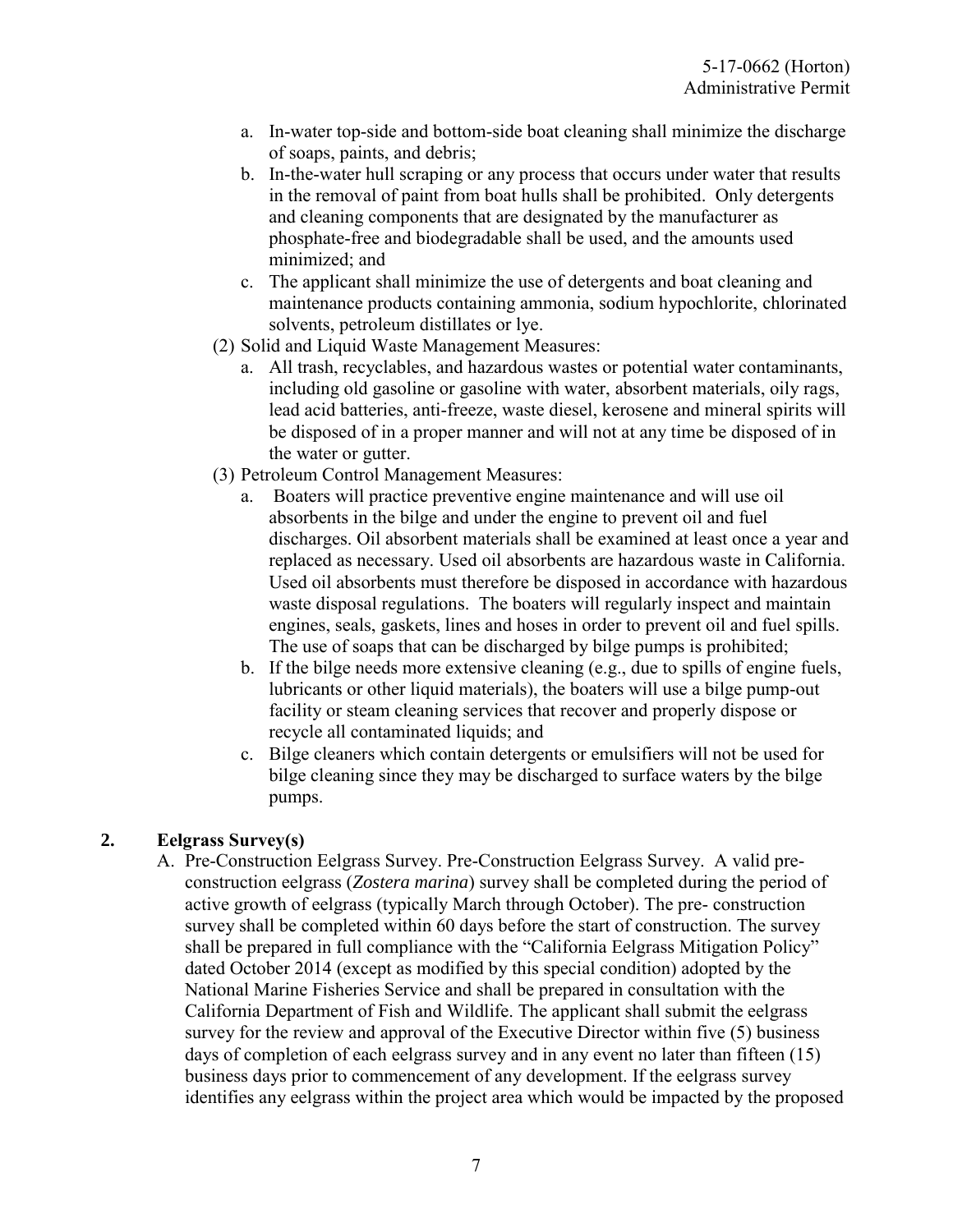a. In-water top-side and bottom-side boat cleaning shall minimize the discharge of soaps, paints, and debris;
b. In-the-water hull scraping or any process that occurs under water that results in the removal of paint from boat hulls shall be prohibited. Only detergents and cleaning components that are designated by the manufacturer as phosphate-free and biodegradable shall be used, and the amounts used minimized; and
c. The applicant shall minimize the use of detergents and boat cleaning and maintenance products containing ammonia, sodium hypochlorite, chlorinated solvents, petroleum distillates or lye.

(2) Solid and Liquid Waste Management Measures:

a. All trash, recyclables, and hazardous wastes or potential water contaminants, including old gasoline or gasoline with water, absorbent materials, oily rags, lead acid batteries, anti-freeze, waste diesel, kerosene and mineral spirits will be disposed of in a proper manner and will not at any time be disposed of in the water or gutter.

(3) Petroleum Control Management Measures:

a. Boaters will practice preventive engine maintenance and will use oil absorbents in the bilge and under the engine to prevent oil and fuel discharges. Oil absorbent materials shall be examined at least once a year and replaced as necessary. Used oil absorbents are hazardous waste in California. Used oil absorbents must therefore be disposed in accordance with hazardous waste disposal regulations. The boaters will regularly inspect and maintain engines, seals, gaskets, lines and hoses in order to prevent oil and fuel spills. The use of soaps that can be discharged by bilge pumps is prohibited;
b. If the bilge needs more extensive cleaning (e.g., due to spills of engine fuels, lubricants or other liquid materials), the boaters will use a bilge pump-out facility or steam cleaning services that recover and properly dispose or recycle all contaminated liquids; and
c. Bilge cleaners which contain detergents or emulsifiers will not be used for bilge cleaning since they may be discharged to surface waters by the bilge pumps.

**2. Eelgrass Survey(s)**

A. Pre-Construction Eelgrass Survey. Pre-Construction Eelgrass Survey. A valid pre-construction eelgrass (*Zostera marina*) survey shall be completed during the period of active growth of eelgrass (typically March through October). The pre- construction survey shall be completed within 60 days before the start of construction. The survey shall be prepared in full compliance with the "California Eelgrass Mitigation Policy" dated October 2014 (except as modified by this special condition) adopted by the National Marine Fisheries Service and shall be prepared in consultation with the California Department of Fish and Wildlife. The applicant shall submit the eelgrass survey for the review and approval of the Executive Director within five (5) business days of completion of each eelgrass survey and in any event no later than fifteen (15) business days prior to commencement of any development. If the eelgrass survey identifies any eelgrass within the project area which would be impacted by the proposed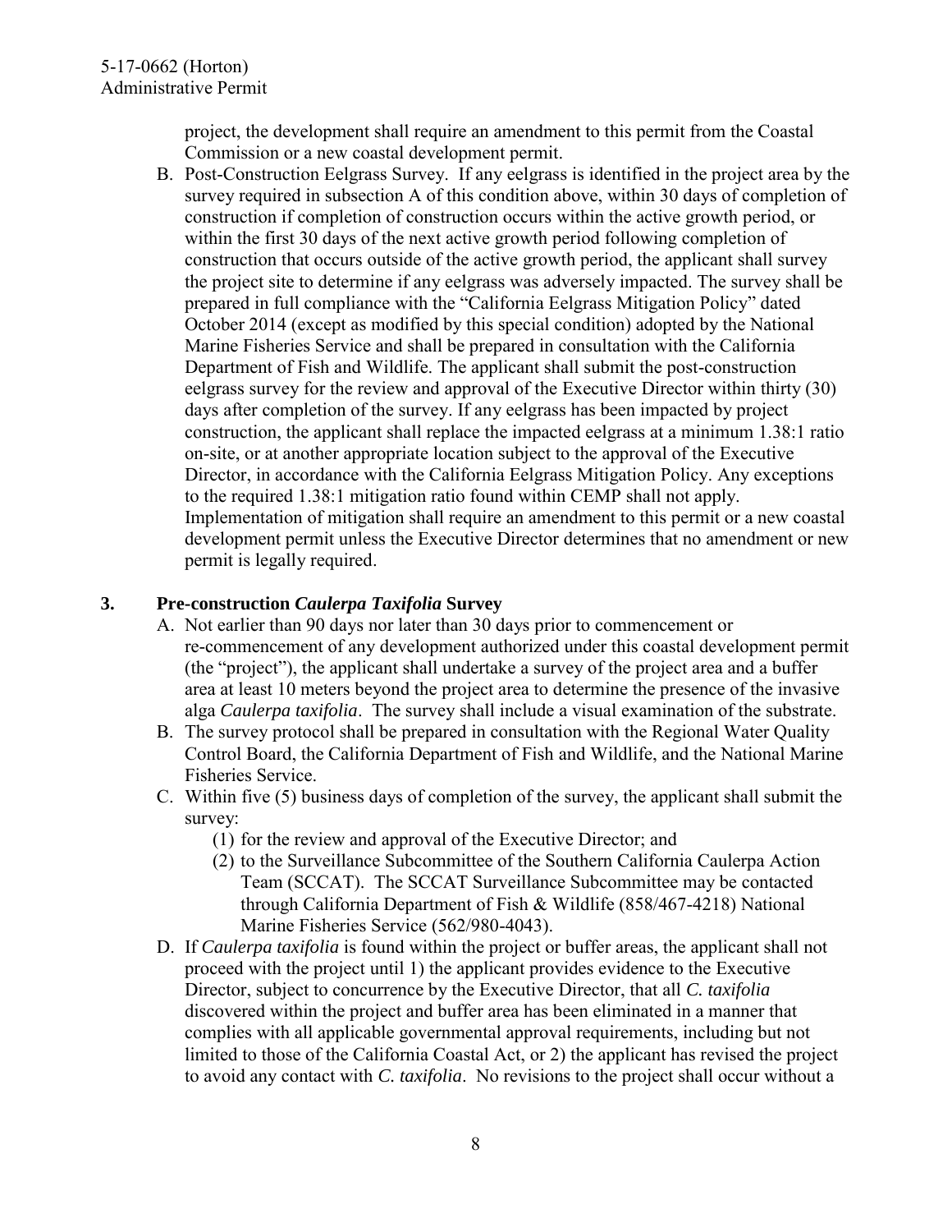project, the development shall require an amendment to this permit from the Coastal Commission or a new coastal development permit.

B. Post-Construction Eelgrass Survey. If any eelgrass is identified in the project area by the survey required in subsection A of this condition above, within 30 days of completion of construction if completion of construction occurs within the active growth period, or within the first 30 days of the next active growth period following completion of construction that occurs outside of the active growth period, the applicant shall survey the project site to determine if any eelgrass was adversely impacted. The survey shall be prepared in full compliance with the "California Eelgrass Mitigation Policy" dated October 2014 (except as modified by this special condition) adopted by the National Marine Fisheries Service and shall be prepared in consultation with the California Department of Fish and Wildlife. The applicant shall submit the post-construction eelgrass survey for the review and approval of the Executive Director within thirty (30) days after completion of the survey. If any eelgrass has been impacted by project construction, the applicant shall replace the impacted eelgrass at a minimum 1.38:1 ratio on-site, or at another appropriate location subject to the approval of the Executive Director, in accordance with the California Eelgrass Mitigation Policy. Any exceptions to the required 1.38:1 mitigation ratio found within CEMP shall not apply. Implementation of mitigation shall require an amendment to this permit or a new coastal development permit unless the Executive Director determines that no amendment or new permit is legally required.

### 3. Pre-construction *Caulerpa Taxifolia* Survey

A. Not earlier than 90 days nor later than 30 days prior to commencement or re-commencement of any development authorized under this coastal development permit (the "project"), the applicant shall undertake a survey of the project area and a buffer area at least 10 meters beyond the project area to determine the presence of the invasive alga *Caulerpa taxifolia*. The survey shall include a visual examination of the substrate.

B. The survey protocol shall be prepared in consultation with the Regional Water Quality Control Board, the California Department of Fish and Wildlife, and the National Marine Fisheries Service.

C. Within five (5) business days of completion of the survey, the applicant shall submit the survey:
   (1) for the review and approval of the Executive Director; and
   (2) to the Surveillance Subcommittee of the Southern California Caulerpa Action Team (SCCAT). The SCCAT Surveillance Subcommittee may be contacted through California Department of Fish & Wildlife (858/467-4218) National Marine Fisheries Service (562/980-4043).

D. If *Caulerpa taxifolia* is found within the project or buffer areas, the applicant shall not proceed with the project until 1) the applicant provides evidence to the Executive Director, subject to concurrence by the Executive Director, that all *C. taxifolia* discovered within the project and buffer area has been eliminated in a manner that complies with all applicable governmental approval requirements, including but not limited to those of the California Coastal Act, or 2) the applicant has revised the project to avoid any contact with *C. taxifolia*. No revisions to the project shall occur without a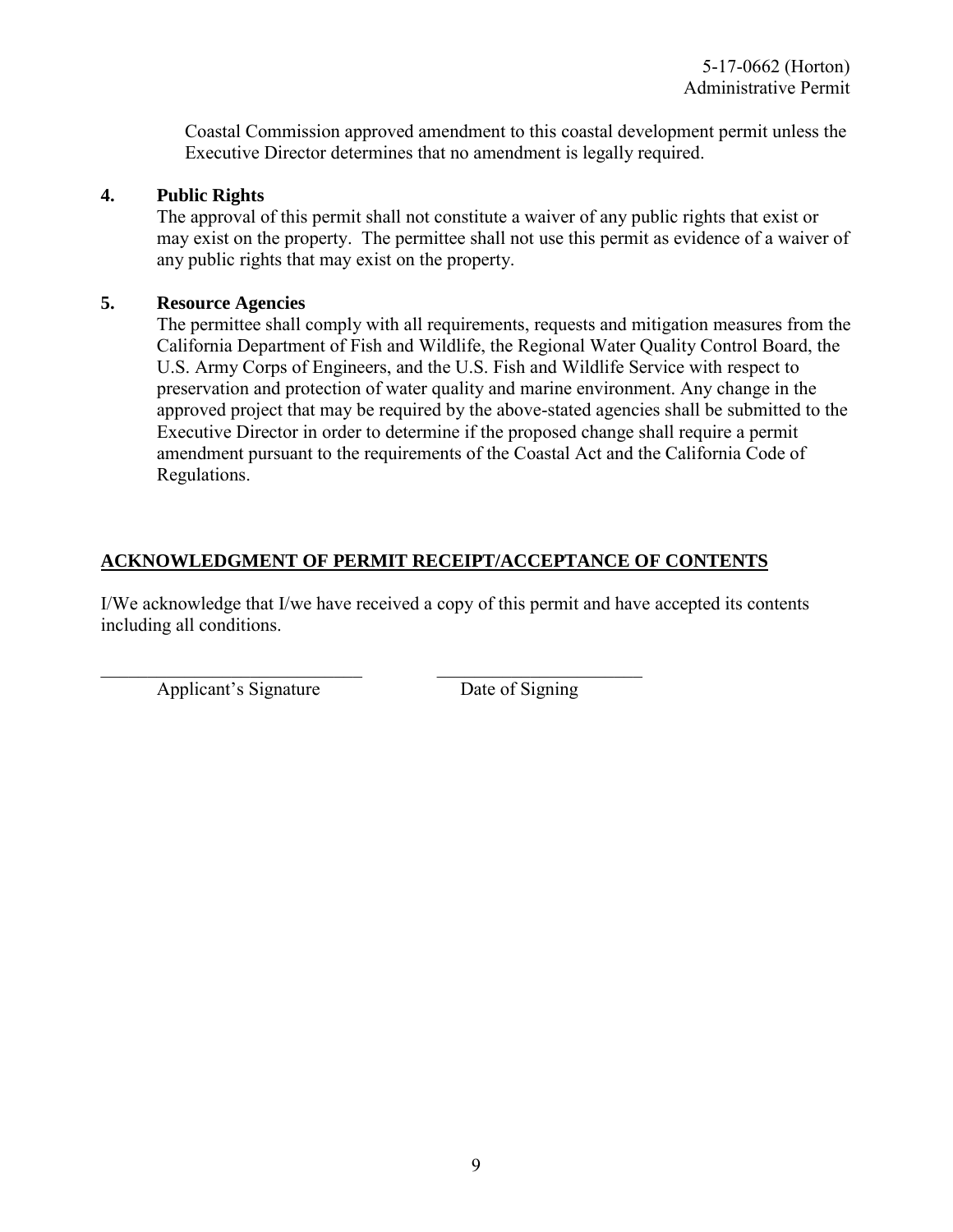Coastal Commission approved amendment to this coastal development permit unless the Executive Director determines that no amendment is legally required.

**4. Public Rights**

The approval of this permit shall not constitute a waiver of any public rights that exist or may exist on the property. The permittee shall not use this permit as evidence of a waiver of any public rights that may exist on the property.

**5. Resource Agencies**

The permittee shall comply with all requirements, requests and mitigation measures from the California Department of Fish and Wildlife, the Regional Water Quality Control Board, the U.S. Army Corps of Engineers, and the U.S. Fish and Wildlife Service with respect to preservation and protection of water quality and marine environment. Any change in the approved project that may be required by the above-stated agencies shall be submitted to the Executive Director in order to determine if the proposed change shall require a permit amendment pursuant to the requirements of the Coastal Act and the California Code of Regulations.

## **ACKNOWLEDGMENT OF PERMIT RECEIPT/ACCEPTANCE OF CONTENTS**

I/We acknowledge that I/we have received a copy of this permit and have accepted its contents including all conditions.

\_\_\_\_\_\_\_\_\_\_\_\_\_\_\_\_\_\_\_\_\_\_\_\_\_\_\_\_\_ \_\_\_\_\_\_\_\_\_\_\_\_\_\_\_\_\_\_\_\_\_\_\_

Applicant's Signature Date of Signing